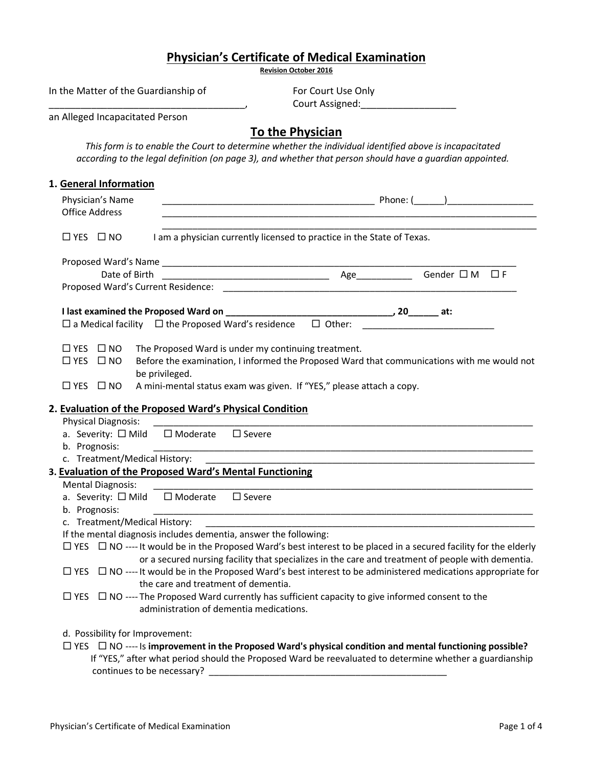# Physician's Certificate of Medical Examination

**Revision October 2016**

In the Matter of the Guardianship of
_____________________________________,
an Alleged Incapacitated Person

For Court Use Only
Court Assigned:__________________

## To the Physician

*This form is to enable the Court to determine whether the individual identified above is incapacitated according to the legal definition (on page 3), and whether that person should have a guardian appointed.*

### 1. General Information

Physician's Name __________________________________________ Phone: (______)_________________

Office Address ________________________________________________________________________________

________________________________________________________________________________

☐ YES ☐ NO I am a physician currently licensed to practice in the State of Texas.

Proposed Ward's Name _________________________________________________________________________

Date of Birth _________________________________ Age___________ Gender ☐ M ☐ F

Proposed Ward's Current Residence: ____________________________________________________________

**I last examined the Proposed Ward on _________________________________, 20______ at:**

☐ a Medical facility ☐ the Proposed Ward's residence ☐ Other: __________________________

☐ YES ☐ NO The Proposed Ward is under my continuing treatment.

☐ YES ☐ NO Before the examination, I informed the Proposed Ward that communications with me would not be privileged.

☐ YES ☐ NO A mini-mental status exam was given. If "YES," please attach a copy.

### 2. Evaluation of the Proposed Ward's Physical Condition

Physical Diagnosis: ________________________________________________________________________________

a. Severity: ☐ Mild ☐ Moderate ☐ Severe

b. Prognosis: ________________________________________________________________________________

c. Treatment/Medical History: ______________________________________________________________________

### 3. Evaluation of the Proposed Ward's Mental Functioning

Mental Diagnosis: ________________________________________________________________________________

a. Severity: ☐ Mild ☐ Moderate ☐ Severe

b. Prognosis: ________________________________________________________________________________

c. Treatment/Medical History: ______________________________________________________________________

If the mental diagnosis includes dementia, answer the following:

☐ YES ☐ NO ---- It would be in the Proposed Ward's best interest to be placed in a secured facility for the elderly or a secured nursing facility that specializes in the care and treatment of people with dementia.

☐ YES ☐ NO ---- It would be in the Proposed Ward's best interest to be administered medications appropriate for the care and treatment of dementia.

☐ YES ☐ NO ---- The Proposed Ward currently has sufficient capacity to give informed consent to the administration of dementia medications.

d. Possibility for Improvement:

☐ YES ☐ NO ---- Is **improvement in the Proposed Ward's physical condition and mental functioning possible?** If "YES," after what period should the Proposed Ward be reevaluated to determine whether a guardianship continues to be necessary? _________________________________________________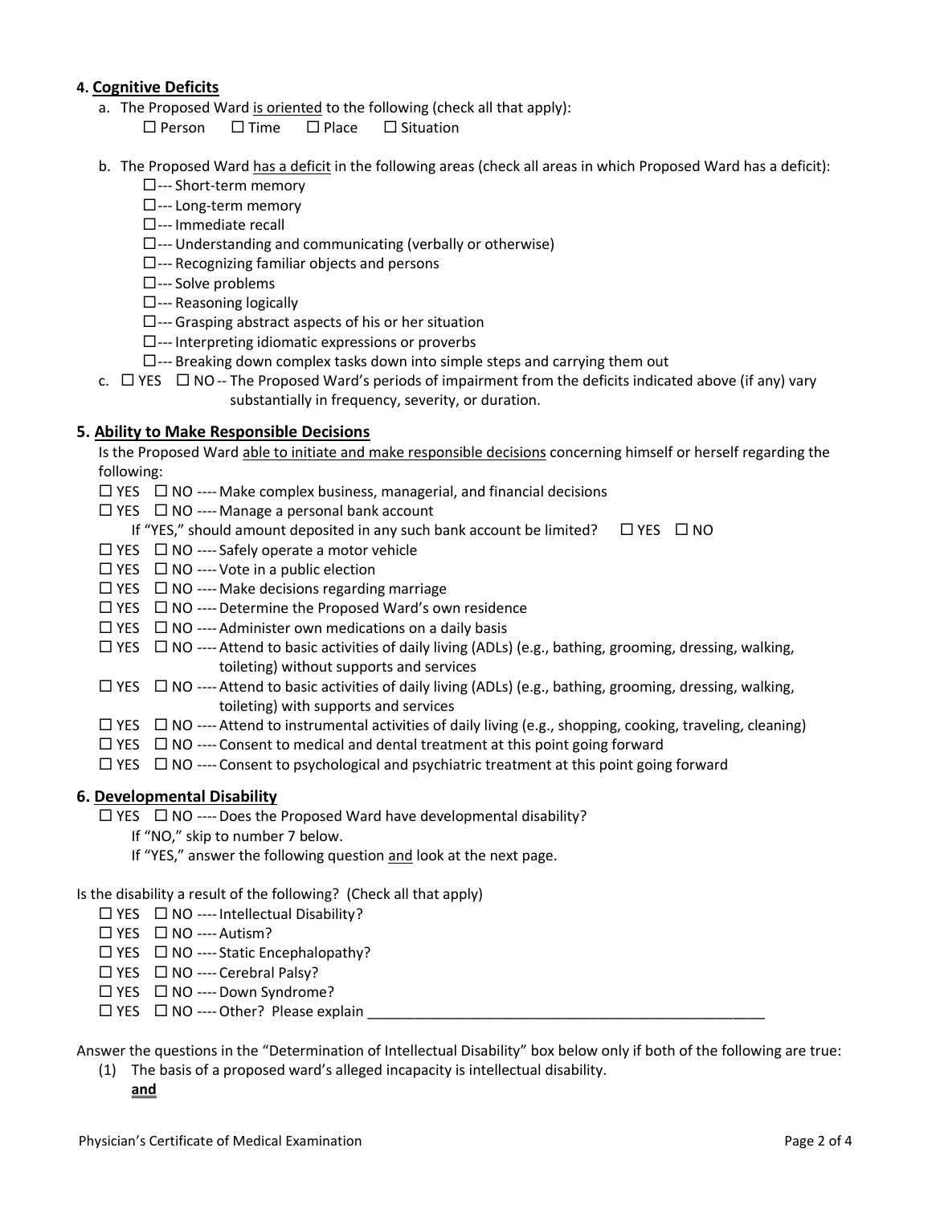**4. Cognitive Deficits**

a. The Proposed Ward is oriented to the following (check all that apply):

☐ Person ☐ Time ☐ Place ☐ Situation

b. The Proposed Ward has a deficit in the following areas (check all areas in which Proposed Ward has a deficit):

☐--- Short-term memory
☐--- Long-term memory
☐--- Immediate recall
☐--- Understanding and communicating (verbally or otherwise)
☐--- Recognizing familiar objects and persons
☐--- Solve problems
☐--- Reasoning logically
☐--- Grasping abstract aspects of his or her situation
☐--- Interpreting idiomatic expressions or proverbs
☐--- Breaking down complex tasks down into simple steps and carrying them out

c. ☐ YES ☐ NO -- The Proposed Ward's periods of impairment from the deficits indicated above (if any) vary substantially in frequency, severity, or duration.

**5. Ability to Make Responsible Decisions**

Is the Proposed Ward able to initiate and make responsible decisions concerning himself or herself regarding the following:

☐ YES ☐ NO ---- Make complex business, managerial, and financial decisions
☐ YES ☐ NO ---- Manage a personal bank account
If "YES," should amount deposited in any such bank account be limited? ☐ YES ☐ NO
☐ YES ☐ NO ---- Safely operate a motor vehicle
☐ YES ☐ NO ---- Vote in a public election
☐ YES ☐ NO ---- Make decisions regarding marriage
☐ YES ☐ NO ---- Determine the Proposed Ward's own residence
☐ YES ☐ NO ---- Administer own medications on a daily basis
☐ YES ☐ NO ---- Attend to basic activities of daily living (ADLs) (e.g., bathing, grooming, dressing, walking, toileting) without supports and services
☐ YES ☐ NO ---- Attend to basic activities of daily living (ADLs) (e.g., bathing, grooming, dressing, walking, toileting) with supports and services
☐ YES ☐ NO ---- Attend to instrumental activities of daily living (e.g., shopping, cooking, traveling, cleaning)
☐ YES ☐ NO ---- Consent to medical and dental treatment at this point going forward
☐ YES ☐ NO ---- Consent to psychological and psychiatric treatment at this point going forward

**6. Developmental Disability**

☐ YES ☐ NO ---- Does the Proposed Ward have developmental disability?
If "NO," skip to number 7 below.
If "YES," answer the following question and look at the next page.

Is the disability a result of the following? (Check all that apply)

☐ YES ☐ NO ---- Intellectual Disability?
☐ YES ☐ NO ---- Autism?
☐ YES ☐ NO ---- Static Encephalopathy?
☐ YES ☐ NO ---- Cerebral Palsy?
☐ YES ☐ NO ---- Down Syndrome?
☐ YES ☐ NO ---- Other? Please explain ___________________________________________________

Answer the questions in the "Determination of Intellectual Disability" box below only if both of the following are true:

(1) The basis of a proposed ward's alleged incapacity is intellectual disability.
**and**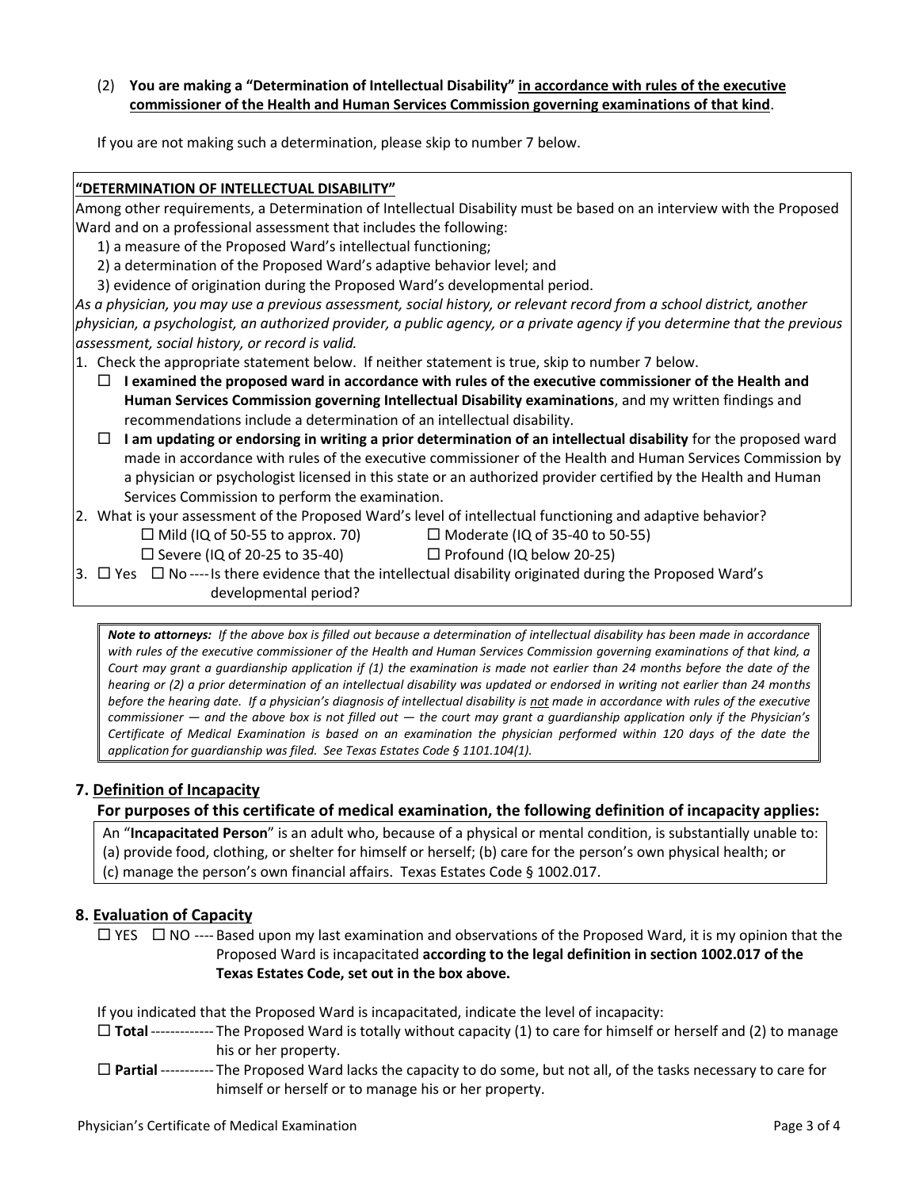(2) **You are making a "Determination of Intellectual Disability" <u>in accordance with rules of the executive commissioner of the Health and Human Services Commission governing examinations of that kind</u>.**

If you are not making such a determination, please skip to number 7 below.

**<u>"DETERMINATION OF INTELLECTUAL DISABILITY"</u>**

Among other requirements, a Determination of Intellectual Disability must be based on an interview with the Proposed Ward and on a professional assessment that includes the following:

1) a measure of the Proposed Ward's intellectual functioning;
2) a determination of the Proposed Ward's adaptive behavior level; and
3) evidence of origination during the Proposed Ward's developmental period.

*As a physician, you may use a previous assessment, social history, or relevant record from a school district, another physician, a psychologist, an authorized provider, a public agency, or a private agency if you determine that the previous assessment, social history, or record is valid.*

1. Check the appropriate statement below. If neither statement is true, skip to number 7 below.
   - ☐ **I examined the proposed ward in accordance with rules of the executive commissioner of the Health and Human Services Commission governing Intellectual Disability examinations**, and my written findings and recommendations include a determination of an intellectual disability.
   - ☐ **I am updating or endorsing in writing a prior determination of an intellectual disability** for the proposed ward made in accordance with rules of the executive commissioner of the Health and Human Services Commission by a physician or psychologist licensed in this state or an authorized provider certified by the Health and Human Services Commission to perform the examination.
2. What is your assessment of the Proposed Ward's level of intellectual functioning and adaptive behavior?
   - ☐ Mild (IQ of 50-55 to approx. 70)
   - ☐ Moderate (IQ of 35-40 to 50-55)
   - ☐ Severe (IQ of 20-25 to 35-40)
   - ☐ Profound (IQ below 20-25)
3. ☐ Yes ☐ No ---- Is there evidence that the intellectual disability originated during the Proposed Ward's developmental period?

***Note to attorneys:*** *If the above box is filled out because a determination of intellectual disability has been made in accordance with rules of the executive commissioner of the Health and Human Services Commission governing examinations of that kind, a Court may grant a guardianship application if (1) the examination is made not earlier than 24 months before the date of the hearing or (2) a prior determination of an intellectual disability was updated or endorsed in writing not earlier than 24 months before the hearing date. If a physician's diagnosis of intellectual disability is <u>not</u> made in accordance with rules of the executive commissioner — and the above box is not filled out — the court may grant a guardianship application only if the Physician's Certificate of Medical Examination is based on an examination the physician performed within 120 days of the date the application for guardianship was filed. See Texas Estates Code § 1101.104(1).*

## 7. <u>Definition of Incapacity</u>

**For purposes of this certificate of medical examination, the following definition of incapacity applies:**

An "**Incapacitated Person**" is an adult who, because of a physical or mental condition, is substantially unable to: (a) provide food, clothing, or shelter for himself or herself; (b) care for the person's own physical health; or (c) manage the person's own financial affairs. Texas Estates Code § 1002.017.

## 8. <u>Evaluation of Capacity</u>

☐ YES ☐ NO ---- Based upon my last examination and observations of the Proposed Ward, it is my opinion that the Proposed Ward is incapacitated **according to the legal definition in section 1002.017 of the Texas Estates Code, set out in the box above.**

If you indicated that the Proposed Ward is incapacitated, indicate the level of incapacity:

☐ **Total** ------------- The Proposed Ward is totally without capacity (1) to care for himself or herself and (2) to manage his or her property.

☐ **Partial** ----------- The Proposed Ward lacks the capacity to do some, but not all, of the tasks necessary to care for himself or herself or to manage his or her property.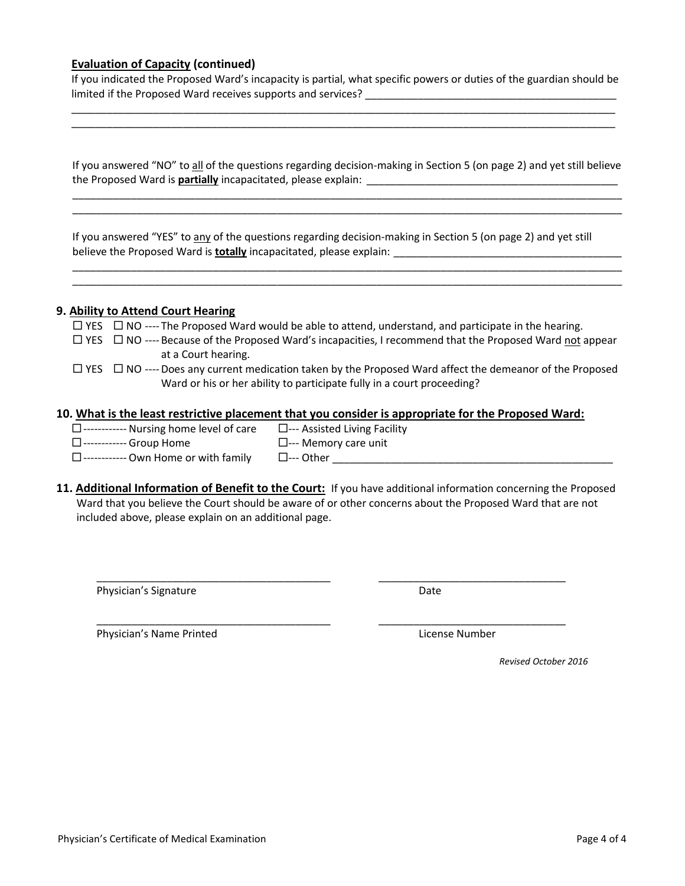**<u>Evaluation of Capacity</u> (continued)**

If you indicated the Proposed Ward's incapacity is partial, what specific powers or duties of the guardian should be limited if the Proposed Ward receives supports and services? ____________________________________________

____________________________________________________________________________________________________

____________________________________________________________________________________________________

If you answered "NO" to <u>all</u> of the questions regarding decision-making in Section 5 (on page 2) and yet still believe the Proposed Ward is **<u>partially</u>** incapacitated, please explain: ____________________________________________

____________________________________________________________________________________________________

____________________________________________________________________________________________________

If you answered "YES" to <u>any</u> of the questions regarding decision-making in Section 5 (on page 2) and yet still believe the Proposed Ward is **<u>totally</u>** incapacitated, please explain: ________________________________________

____________________________________________________________________________________________________

____________________________________________________________________________________________________

**9. <u>Ability to Attend Court Hearing</u>**

☐ YES ☐ NO ---- The Proposed Ward would be able to attend, understand, and participate in the hearing.

☐ YES ☐ NO ---- Because of the Proposed Ward's incapacities, I recommend that the Proposed Ward <u>not</u> appear at a Court hearing.

☐ YES ☐ NO ---- Does any current medication taken by the Proposed Ward affect the demeanor of the Proposed Ward or his or her ability to participate fully in a court proceeding?

**10. <u>What is the least restrictive placement that you consider is appropriate for the Proposed Ward:</u>**

☐ ------------ Nursing home level of care

☐ ------------ Group Home

☐ ------------ Own Home or with family

☐--- Assisted Living Facility

☐--- Memory care unit

☐--- Other __________________________________________________

**11. <u>Additional Information of Benefit to the Court:</u>** If you have additional information concerning the Proposed Ward that you believe the Court should be aware of or other concerns about the Proposed Ward that are not included above, please explain on an additional page.

________________________________________ ________________________________

Physician's Signature Date

________________________________________ ________________________________

Physician's Name Printed License Number

*Revised October 2016*